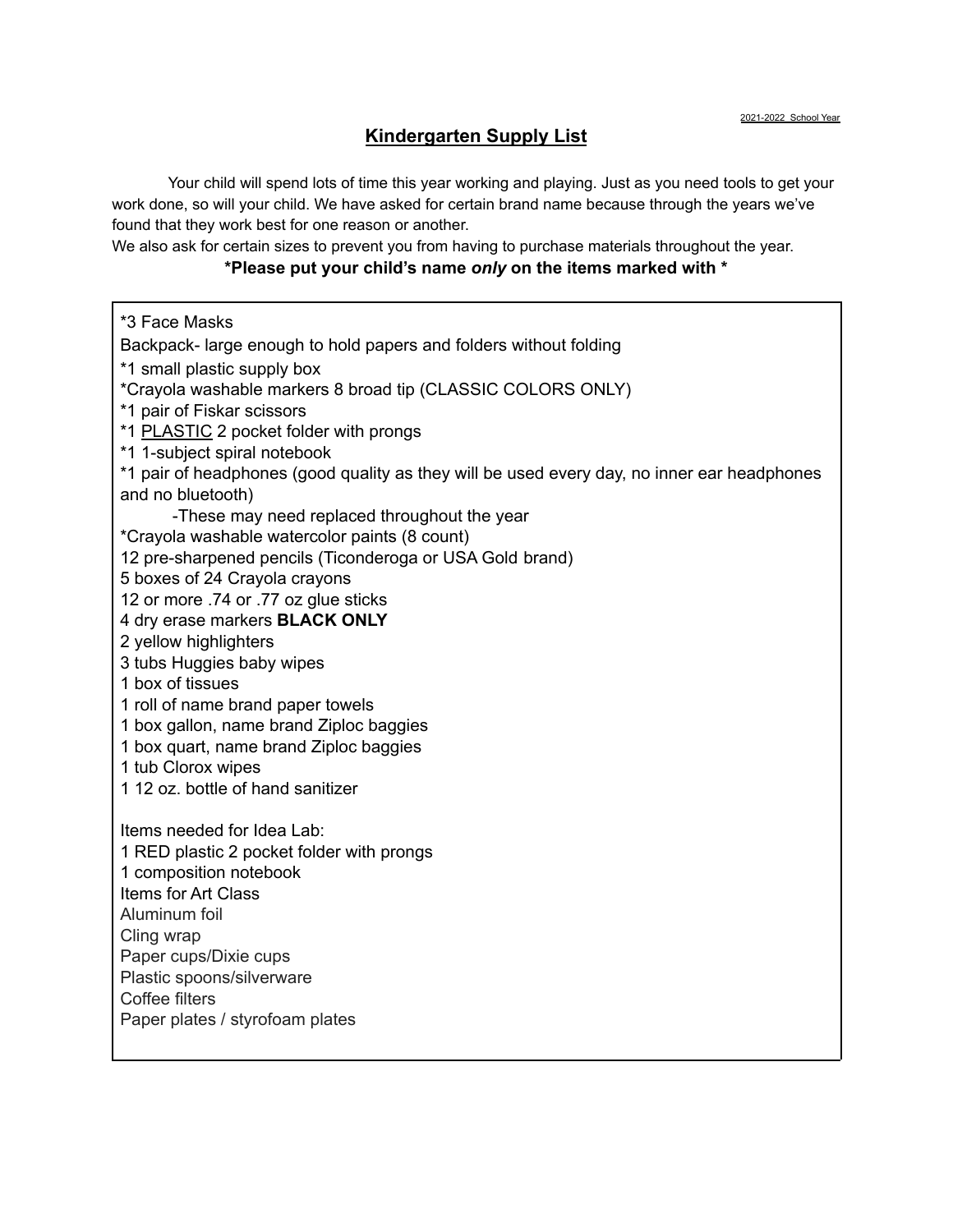2021-2022 School Year

# Kindergarten Supply List

Your child will spend lots of time this year working and playing. Just as you need tools to get your work done, so will your child. We have asked for certain brand name because through the years we've found that they work best for one reason or another.

We also ask for certain sizes to prevent you from having to purchase materials throughout the year.

**\*Please put your child's name *only* on the items marked with \***

*3 Face Masks
Backpack- large enough to hold papers and folders without folding
*1 small plastic supply box
*Crayola washable markers 8 broad tip (CLASSIC COLORS ONLY)
*1 pair of Fiskar scissors
*1 <u>PLASTIC</u> 2 pocket folder with prongs
*1 1-subject spiral notebook
*1 pair of headphones (good quality as they will be used every day, no inner ear headphones and no bluetooth)
  -These may need replaced throughout the year
*Crayola washable watercolor paints (8 count)
12 pre-sharpened pencils (Ticonderoga or USA Gold brand)
5 boxes of 24 Crayola crayons
12 or more .74 or .77 oz glue sticks
4 dry erase markers **BLACK ONLY**
2 yellow highlighters
3 tubs Huggies baby wipes
1 box of tissues
1 roll of name brand paper towels
1 box gallon, name brand Ziploc baggies
1 box quart, name brand Ziploc baggies
1 tub Clorox wipes
1 12 oz. bottle of hand sanitizer

Items needed for Idea Lab:
1 RED plastic 2 pocket folder with prongs
1 composition notebook
Items for Art Class
Aluminum foil
Cling wrap
Paper cups/Dixie cups
Plastic spoons/silverware
Coffee filters
Paper plates / styrofoam plates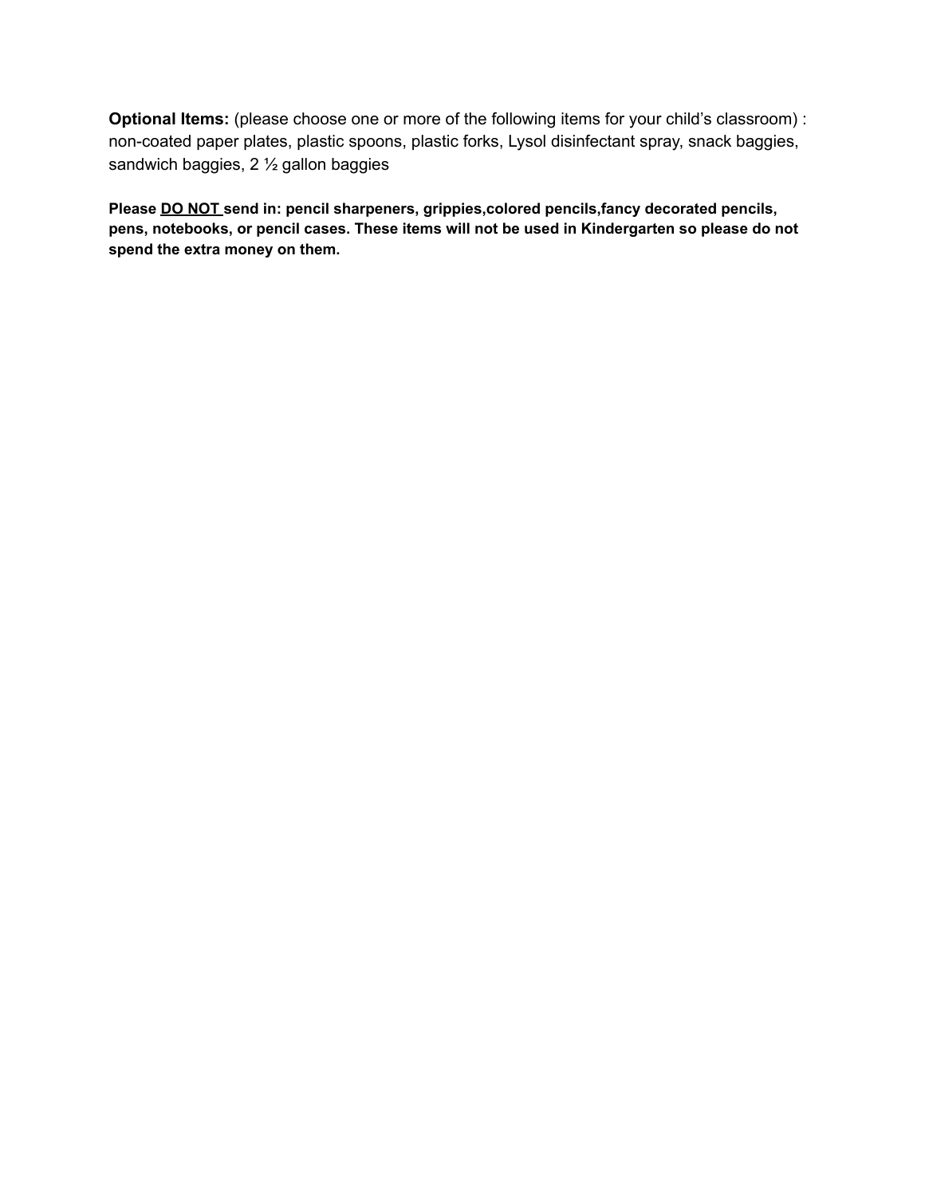**Optional Items:** (please choose one or more of the following items for your child's classroom) : non-coated paper plates, plastic spoons, plastic forks, Lysol disinfectant spray, snack baggies, sandwich baggies, 2 ½ gallon baggies

**Please <u>DO NOT</u> send in: pencil sharpeners, grippies,colored pencils,fancy decorated pencils, pens, notebooks, or pencil cases. These items will not be used in Kindergarten so please do not spend the extra money on them.**